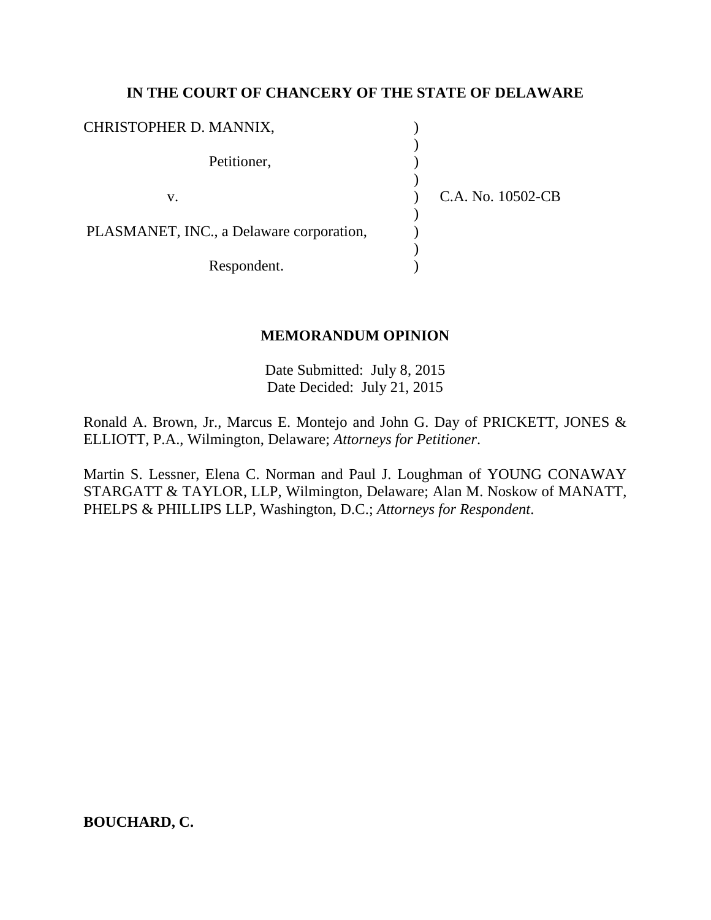**IN THE COURT OF CHANCERY OF THE STATE OF DELAWARE**

| | | |
|---|---|---|
| CHRISTOPHER D. MANNIX, | ) | |
| | ) | |
| Petitioner, | ) | |
| | ) | |
| v. | ) | C.A. No. 10502-CB |
| | ) | |
| PLASMANET, INC., a Delaware corporation, | ) | |
| | ) | |
| Respondent. | ) | |

**MEMORANDUM OPINION**

Date Submitted: July 8, 2015
Date Decided: July 21, 2015

Ronald A. Brown, Jr., Marcus E. Montejo and John G. Day of PRICKETT, JONES & ELLIOTT, P.A., Wilmington, Delaware; *Attorneys for Petitioner*.

Martin S. Lessner, Elena C. Norman and Paul J. Loughman of YOUNG CONAWAY STARGATT & TAYLOR, LLP, Wilmington, Delaware; Alan M. Noskow of MANATT, PHELPS & PHILLIPS LLP, Washington, D.C.; *Attorneys for Respondent*.

**BOUCHARD, C.**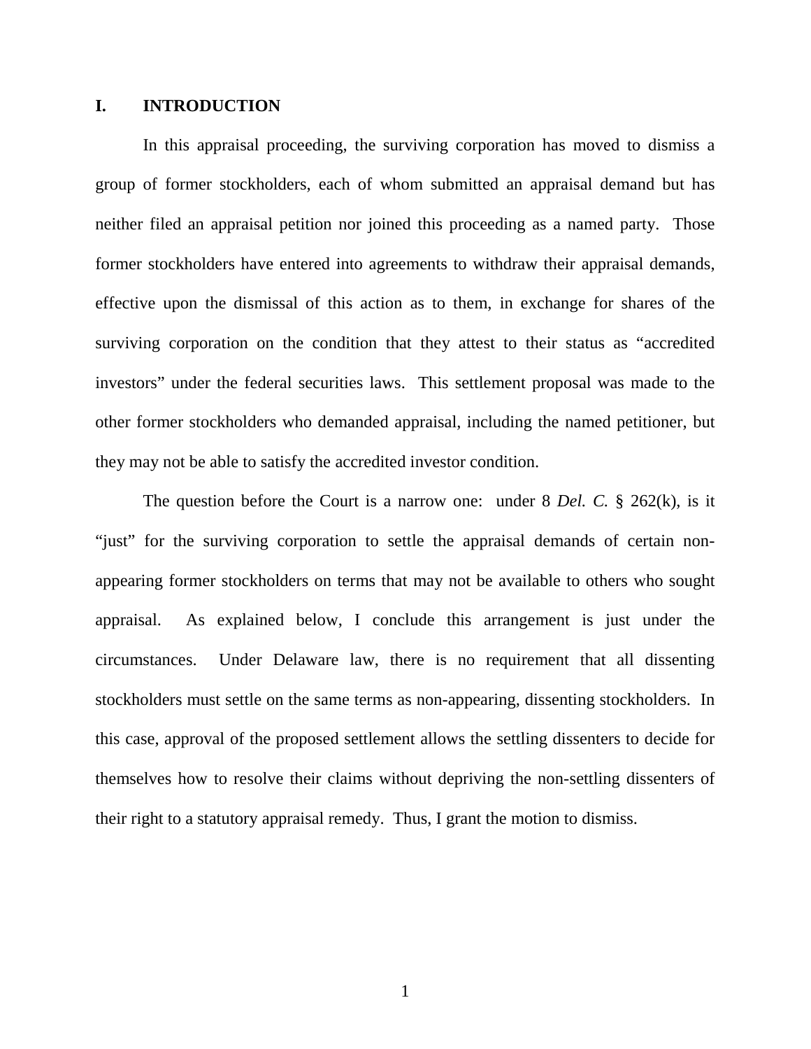## I. INTRODUCTION

In this appraisal proceeding, the surviving corporation has moved to dismiss a group of former stockholders, each of whom submitted an appraisal demand but has neither filed an appraisal petition nor joined this proceeding as a named party. Those former stockholders have entered into agreements to withdraw their appraisal demands, effective upon the dismissal of this action as to them, in exchange for shares of the surviving corporation on the condition that they attest to their status as "accredited investors" under the federal securities laws. This settlement proposal was made to the other former stockholders who demanded appraisal, including the named petitioner, but they may not be able to satisfy the accredited investor condition.

The question before the Court is a narrow one: under 8 *Del. C.* § 262(k), is it "just" for the surviving corporation to settle the appraisal demands of certain non-appearing former stockholders on terms that may not be available to others who sought appraisal. As explained below, I conclude this arrangement is just under the circumstances. Under Delaware law, there is no requirement that all dissenting stockholders must settle on the same terms as non-appearing, dissenting stockholders. In this case, approval of the proposed settlement allows the settling dissenters to decide for themselves how to resolve their claims without depriving the non-settling dissenters of their right to a statutory appraisal remedy. Thus, I grant the motion to dismiss.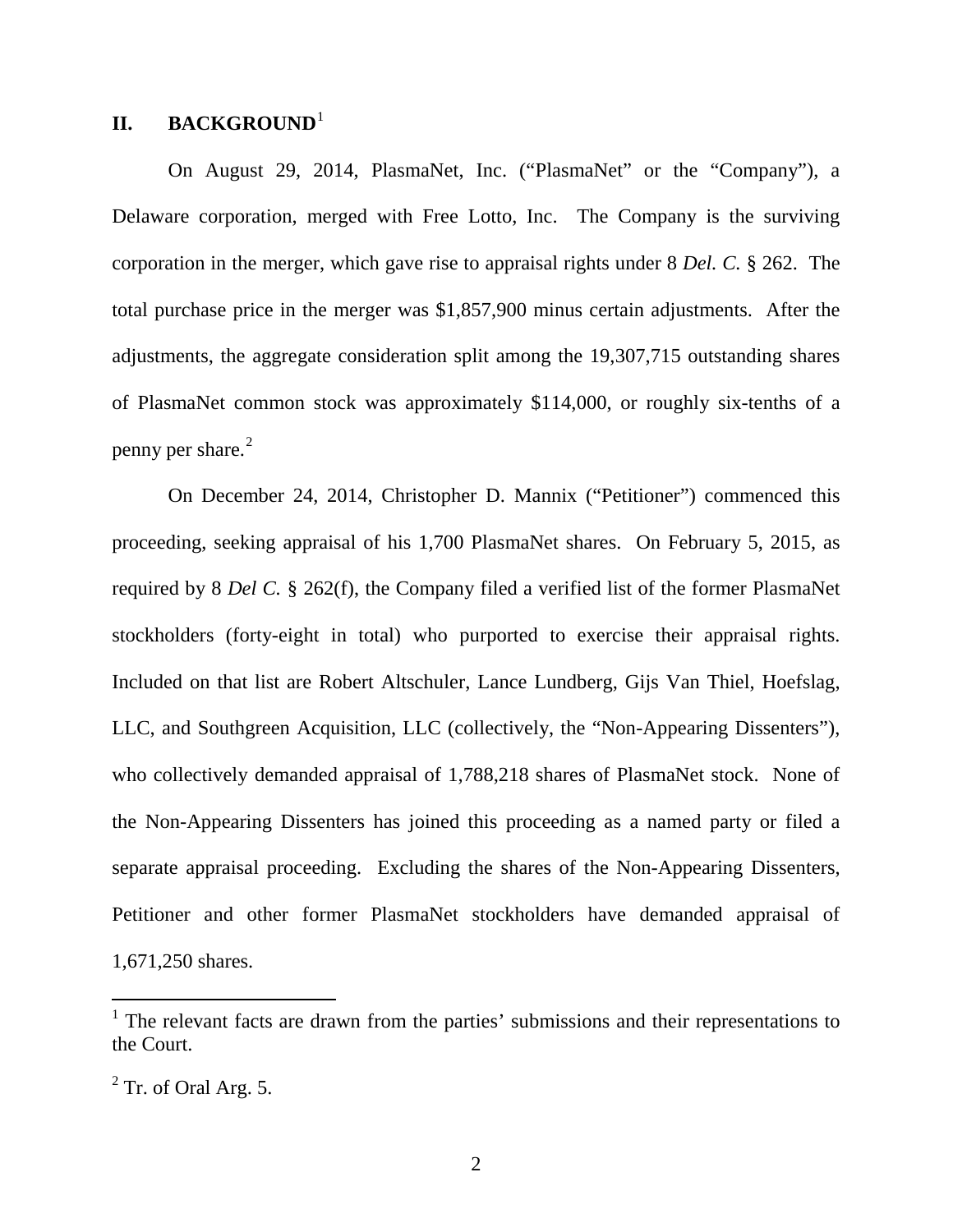## II. BACKGROUND[1]

On August 29, 2014, PlasmaNet, Inc. ("PlasmaNet" or the "Company"), a Delaware corporation, merged with Free Lotto, Inc. The Company is the surviving corporation in the merger, which gave rise to appraisal rights under 8 *Del. C.* § 262. The total purchase price in the merger was $1,857,900 minus certain adjustments. After the adjustments, the aggregate consideration split among the 19,307,715 outstanding shares of PlasmaNet common stock was approximately $114,000, or roughly six-tenths of a penny per share.[2]

On December 24, 2014, Christopher D. Mannix ("Petitioner") commenced this proceeding, seeking appraisal of his 1,700 PlasmaNet shares. On February 5, 2015, as required by 8 *Del C.* § 262(f), the Company filed a verified list of the former PlasmaNet stockholders (forty-eight in total) who purported to exercise their appraisal rights. Included on that list are Robert Altschuler, Lance Lundberg, Gijs Van Thiel, Hoefslag, LLC, and Southgreen Acquisition, LLC (collectively, the "Non-Appearing Dissenters"), who collectively demanded appraisal of 1,788,218 shares of PlasmaNet stock. None of the Non-Appearing Dissenters has joined this proceeding as a named party or filed a separate appraisal proceeding. Excluding the shares of the Non-Appearing Dissenters, Petitioner and other former PlasmaNet stockholders have demanded appraisal of 1,671,250 shares.

---

[1] The relevant facts are drawn from the parties' submissions and their representations to the Court.

[2] Tr. of Oral Arg. 5.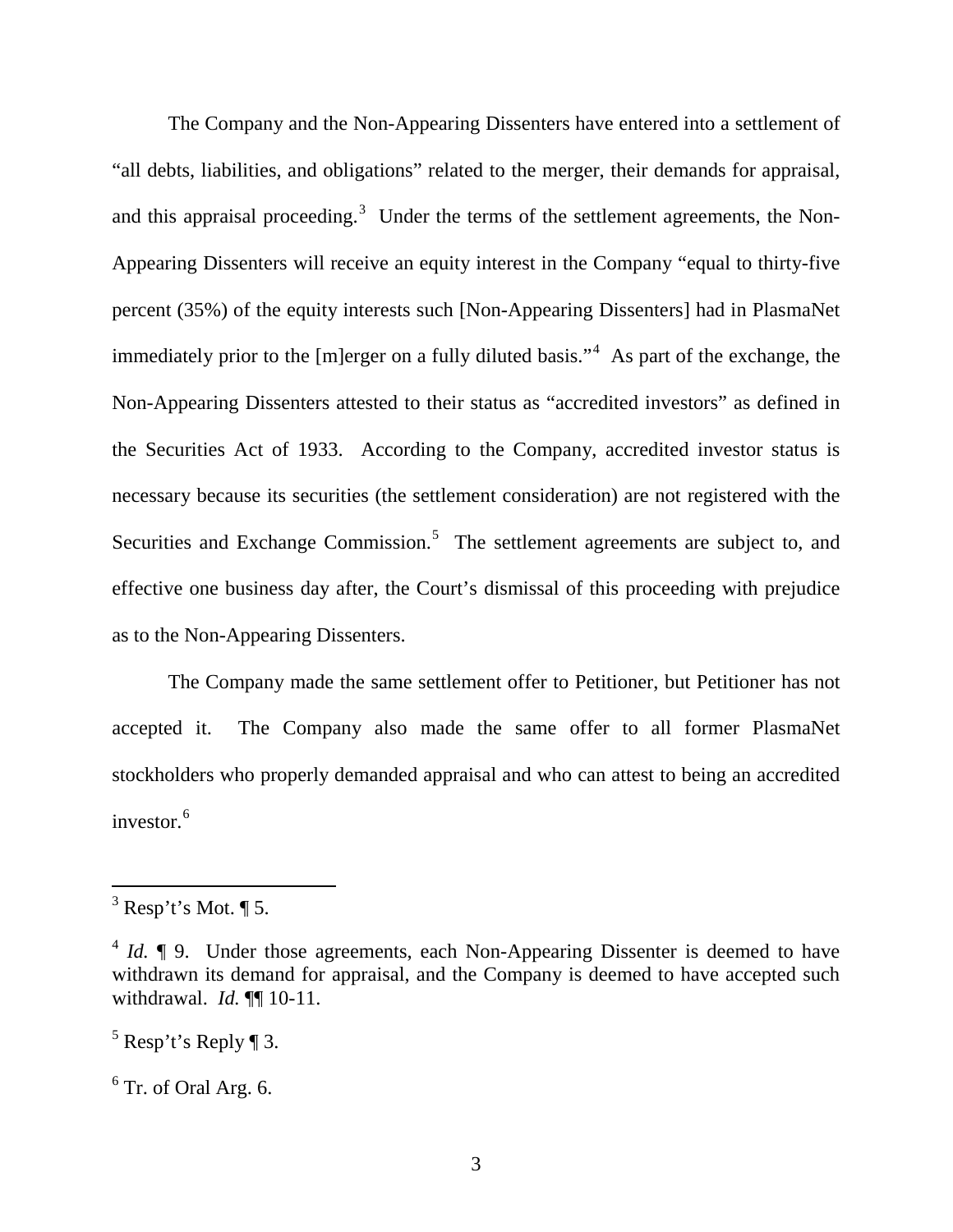The Company and the Non-Appearing Dissenters have entered into a settlement of "all debts, liabilities, and obligations" related to the merger, their demands for appraisal, and this appraisal proceeding.[3] Under the terms of the settlement agreements, the Non-Appearing Dissenters will receive an equity interest in the Company "equal to thirty-five percent (35%) of the equity interests such [Non-Appearing Dissenters] had in PlasmaNet immediately prior to the [m]erger on a fully diluted basis."[4] As part of the exchange, the Non-Appearing Dissenters attested to their status as "accredited investors" as defined in the Securities Act of 1933. According to the Company, accredited investor status is necessary because its securities (the settlement consideration) are not registered with the Securities and Exchange Commission.[5] The settlement agreements are subject to, and effective one business day after, the Court's dismissal of this proceeding with prejudice as to the Non-Appearing Dissenters.

The Company made the same settlement offer to Petitioner, but Petitioner has not accepted it. The Company also made the same offer to all former PlasmaNet stockholders who properly demanded appraisal and who can attest to being an accredited investor.[6]

---

[3] Resp't's Mot. ¶ 5.

[4] *Id.* ¶ 9. Under those agreements, each Non-Appearing Dissenter is deemed to have withdrawn its demand for appraisal, and the Company is deemed to have accepted such withdrawal. *Id.* ¶¶ 10-11.

[5] Resp't's Reply ¶ 3.

[6] Tr. of Oral Arg. 6.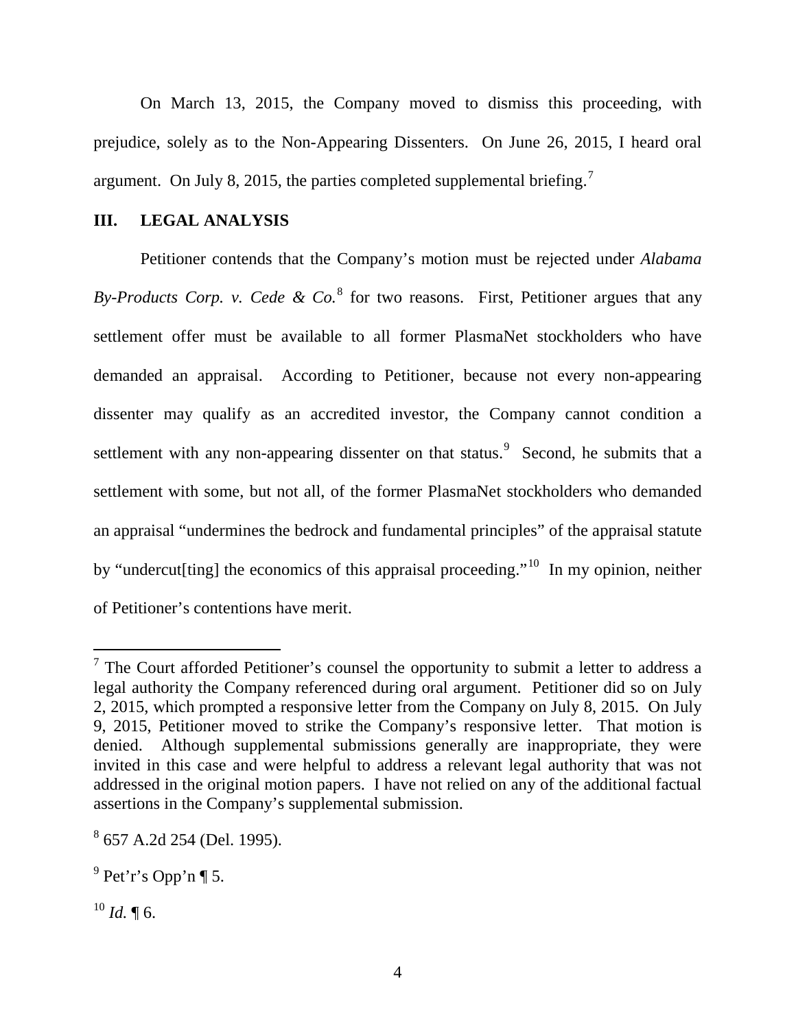On March 13, 2015, the Company moved to dismiss this proceeding, with prejudice, solely as to the Non-Appearing Dissenters. On June 26, 2015, I heard oral argument. On July 8, 2015, the parties completed supplemental briefing.[7]

## III. LEGAL ANALYSIS

Petitioner contends that the Company's motion must be rejected under *Alabama By-Products Corp. v. Cede & Co.*[8] for two reasons. First, Petitioner argues that any settlement offer must be available to all former PlasmaNet stockholders who have demanded an appraisal. According to Petitioner, because not every non-appearing dissenter may qualify as an accredited investor, the Company cannot condition a settlement with any non-appearing dissenter on that status.[9] Second, he submits that a settlement with some, but not all, of the former PlasmaNet stockholders who demanded an appraisal "undermines the bedrock and fundamental principles" of the appraisal statute by "undercut[ting] the economics of this appraisal proceeding."[10] In my opinion, neither of Petitioner's contentions have merit.

---

[7] The Court afforded Petitioner's counsel the opportunity to submit a letter to address a legal authority the Company referenced during oral argument. Petitioner did so on July 2, 2015, which prompted a responsive letter from the Company on July 8, 2015. On July 9, 2015, Petitioner moved to strike the Company's responsive letter. That motion is denied. Although supplemental submissions generally are inappropriate, they were invited in this case and were helpful to address a relevant legal authority that was not addressed in the original motion papers. I have not relied on any of the additional factual assertions in the Company's supplemental submission.

[8] 657 A.2d 254 (Del. 1995).

[9] Pet'r's Opp'n ¶ 5.

[10] *Id.* ¶ 6.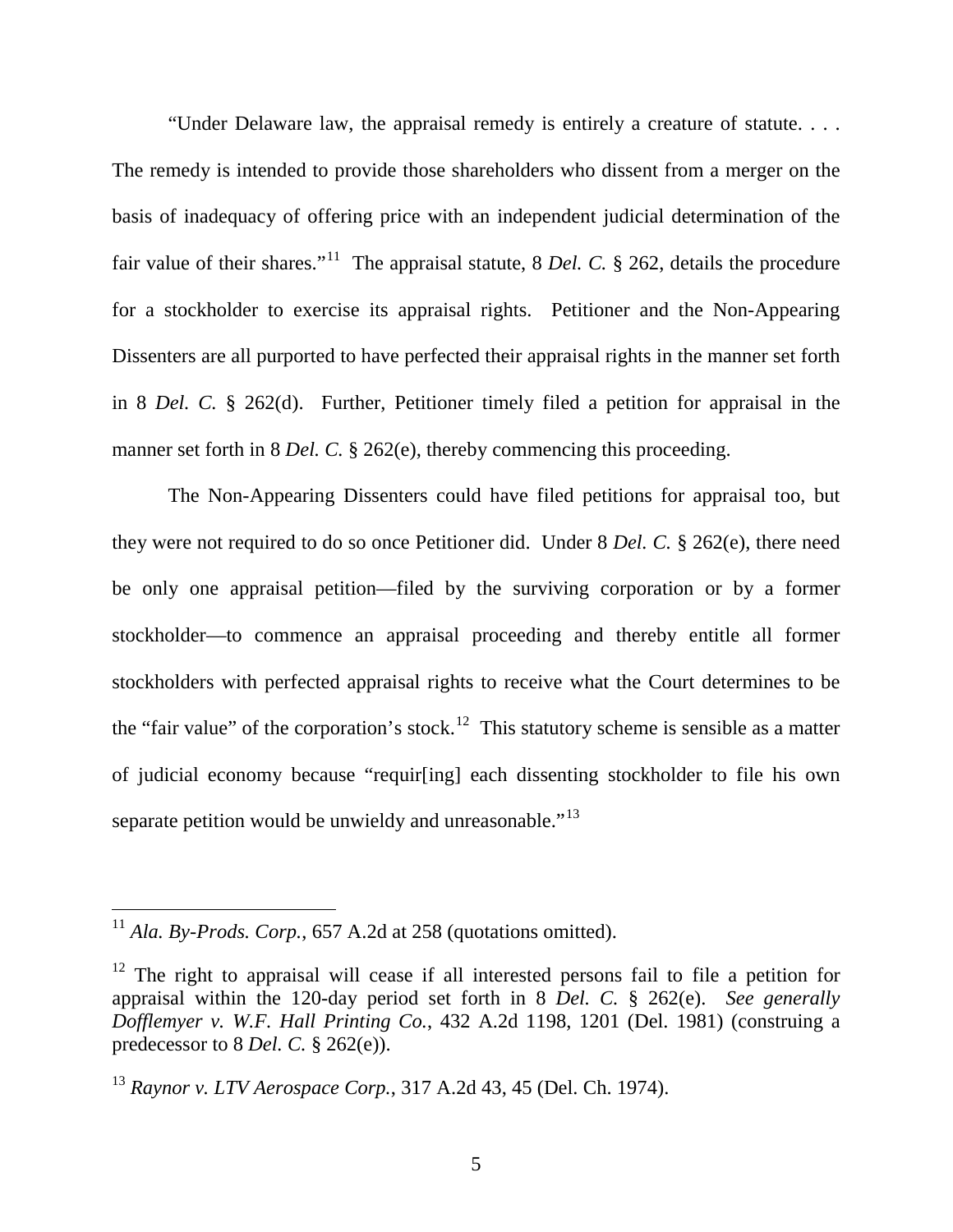"Under Delaware law, the appraisal remedy is entirely a creature of statute. . . . The remedy is intended to provide those shareholders who dissent from a merger on the basis of inadequacy of offering price with an independent judicial determination of the fair value of their shares."[11] The appraisal statute, 8 *Del. C.* § 262, details the procedure for a stockholder to exercise its appraisal rights. Petitioner and the Non-Appearing Dissenters are all purported to have perfected their appraisal rights in the manner set forth in 8 *Del. C.* § 262(d). Further, Petitioner timely filed a petition for appraisal in the manner set forth in 8 *Del. C.* § 262(e), thereby commencing this proceeding.

The Non-Appearing Dissenters could have filed petitions for appraisal too, but they were not required to do so once Petitioner did. Under 8 *Del. C.* § 262(e), there need be only one appraisal petition—filed by the surviving corporation or by a former stockholder—to commence an appraisal proceeding and thereby entitle all former stockholders with perfected appraisal rights to receive what the Court determines to be the "fair value" of the corporation's stock.[12] This statutory scheme is sensible as a matter of judicial economy because "requir[ing] each dissenting stockholder to file his own separate petition would be unwieldy and unreasonable."[13]

---

[11] *Ala. By-Prods. Corp.*, 657 A.2d at 258 (quotations omitted).

[12] The right to appraisal will cease if all interested persons fail to file a petition for appraisal within the 120-day period set forth in 8 *Del. C.* § 262(e). *See generally Dofflemyer v. W.F. Hall Printing Co.*, 432 A.2d 1198, 1201 (Del. 1981) (construing a predecessor to 8 *Del. C.* § 262(e)).

[13] *Raynor v. LTV Aerospace Corp.*, 317 A.2d 43, 45 (Del. Ch. 1974).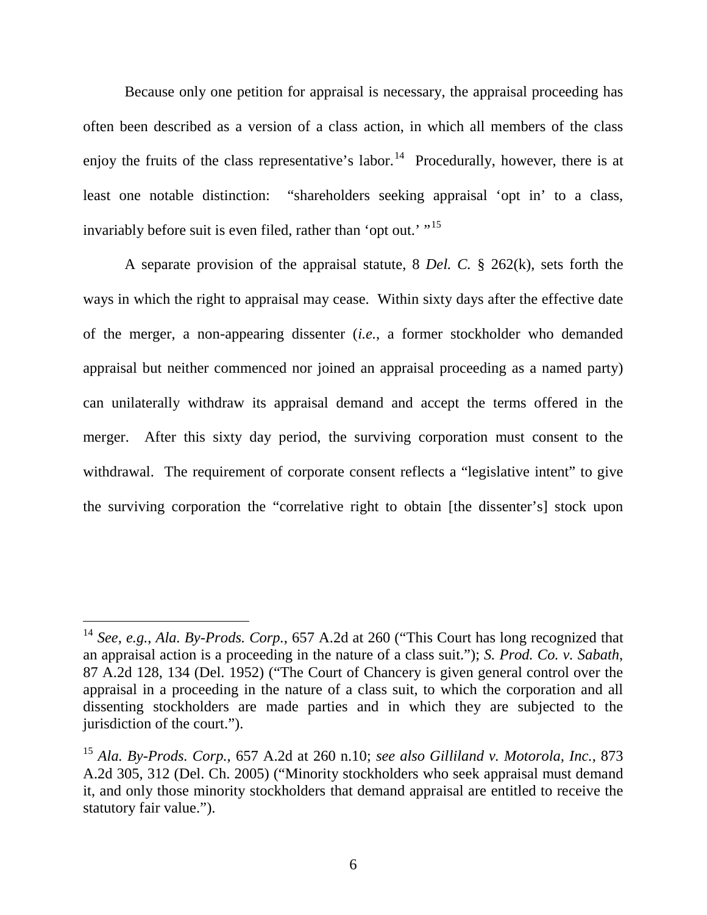Because only one petition for appraisal is necessary, the appraisal proceeding has often been described as a version of a class action, in which all members of the class enjoy the fruits of the class representative's labor.[14] Procedurally, however, there is at least one notable distinction: "shareholders seeking appraisal 'opt in' to a class, invariably before suit is even filed, rather than 'opt out.' "[15]

A separate provision of the appraisal statute, 8 *Del. C.* § 262(k), sets forth the ways in which the right to appraisal may cease. Within sixty days after the effective date of the merger, a non-appearing dissenter (*i.e.*, a former stockholder who demanded appraisal but neither commenced nor joined an appraisal proceeding as a named party) can unilaterally withdraw its appraisal demand and accept the terms offered in the merger. After this sixty day period, the surviving corporation must consent to the withdrawal. The requirement of corporate consent reflects a "legislative intent" to give the surviving corporation the "correlative right to obtain [the dissenter's] stock upon

---

[14] *See, e.g.*, *Ala. By-Prods. Corp.*, 657 A.2d at 260 ("This Court has long recognized that an appraisal action is a proceeding in the nature of a class suit."); *S. Prod. Co. v. Sabath*, 87 A.2d 128, 134 (Del. 1952) ("The Court of Chancery is given general control over the appraisal in a proceeding in the nature of a class suit, to which the corporation and all dissenting stockholders are made parties and in which they are subjected to the jurisdiction of the court.").

[15] *Ala. By-Prods. Corp.*, 657 A.2d at 260 n.10; *see also Gilliland v. Motorola, Inc.*, 873 A.2d 305, 312 (Del. Ch. 2005) ("Minority stockholders who seek appraisal must demand it, and only those minority stockholders that demand appraisal are entitled to receive the statutory fair value.").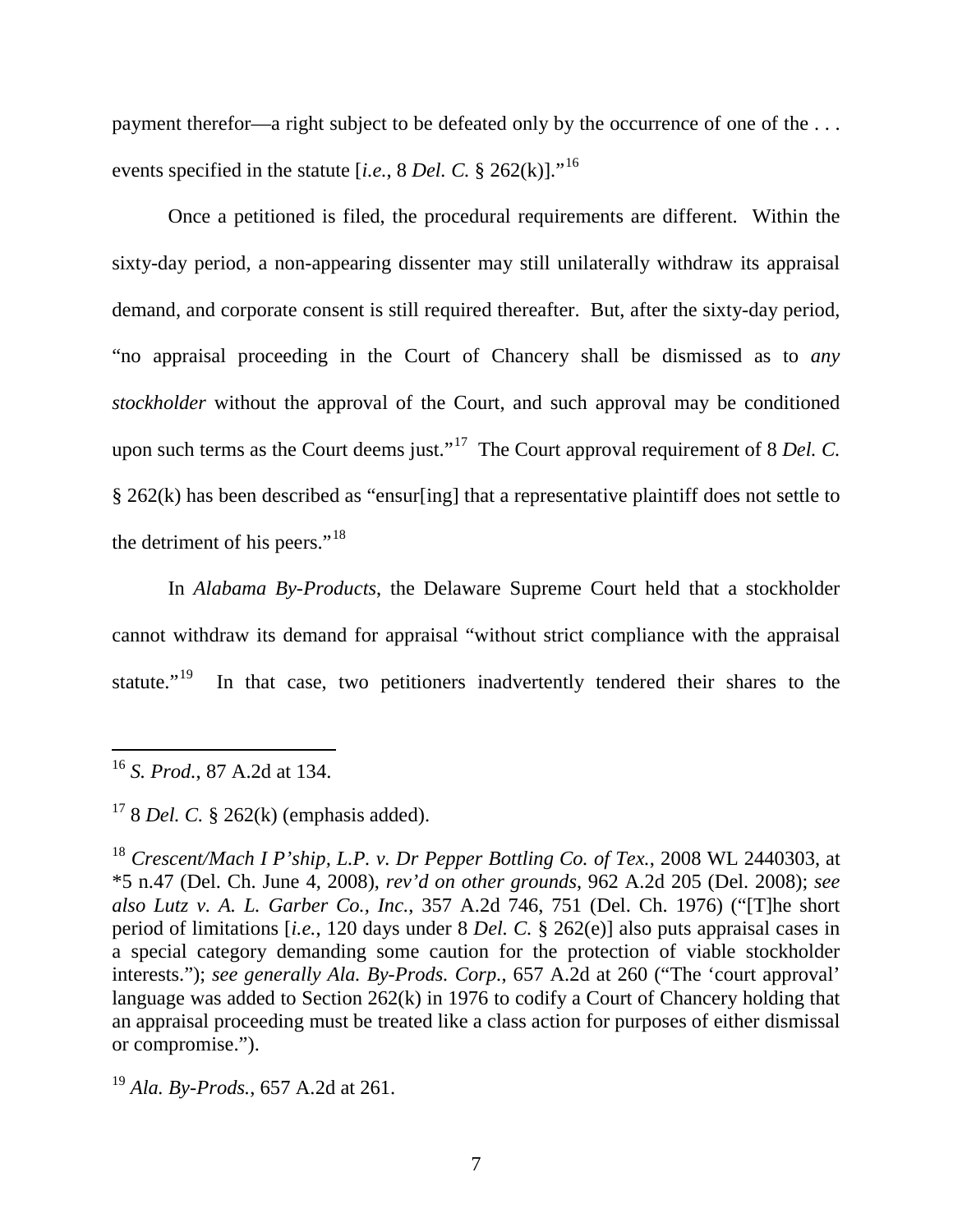payment therefor—a right subject to be defeated only by the occurrence of one of the . . . events specified in the statute [*i.e.*, 8 *Del. C.* § 262(k)]."[16]

Once a petitioned is filed, the procedural requirements are different. Within the sixty-day period, a non-appearing dissenter may still unilaterally withdraw its appraisal demand, and corporate consent is still required thereafter. But, after the sixty-day period, "no appraisal proceeding in the Court of Chancery shall be dismissed as to *any stockholder* without the approval of the Court, and such approval may be conditioned upon such terms as the Court deems just."[17] The Court approval requirement of 8 *Del. C.* § 262(k) has been described as "ensur[ing] that a representative plaintiff does not settle to the detriment of his peers."[18]

In *Alabama By-Products*, the Delaware Supreme Court held that a stockholder cannot withdraw its demand for appraisal "without strict compliance with the appraisal statute."[19] In that case, two petitioners inadvertently tendered their shares to the

---

[16] *S. Prod.*, 87 A.2d at 134.

[17] 8 *Del. C.* § 262(k) (emphasis added).

[18] *Crescent/Mach I P'ship, L.P. v. Dr Pepper Bottling Co. of Tex.*, 2008 WL 2440303, at *5 n.47 (Del. Ch. June 4, 2008), *rev'd on other grounds*, 962 A.2d 205 (Del. 2008); *see also Lutz v. A. L. Garber Co., Inc.*, 357 A.2d 746, 751 (Del. Ch. 1976) ("[T]he short period of limitations [*i.e.*, 120 days under 8 *Del. C.* § 262(e)] also puts appraisal cases in a special category demanding some caution for the protection of viable stockholder interests."); *see generally Ala. By-Prods. Corp.*, 657 A.2d at 260 ("The 'court approval' language was added to Section 262(k) in 1976 to codify a Court of Chancery holding that an appraisal proceeding must be treated like a class action for purposes of either dismissal or compromise.").

[19] *Ala. By-Prods.*, 657 A.2d at 261.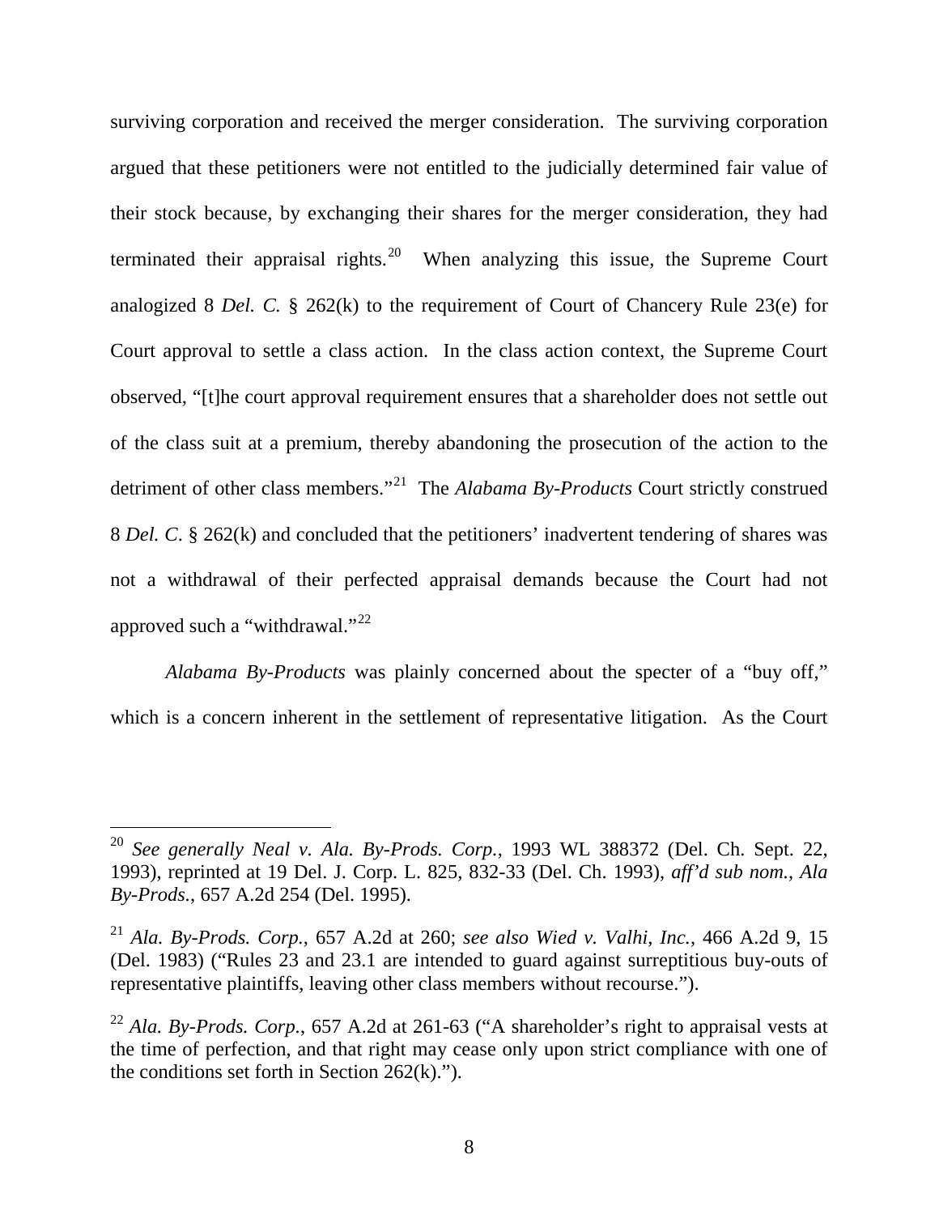surviving corporation and received the merger consideration. The surviving corporation argued that these petitioners were not entitled to the judicially determined fair value of their stock because, by exchanging their shares for the merger consideration, they had terminated their appraisal rights.[20] When analyzing this issue, the Supreme Court analogized 8 *Del. C.* § 262(k) to the requirement of Court of Chancery Rule 23(e) for Court approval to settle a class action. In the class action context, the Supreme Court observed, "[t]he court approval requirement ensures that a shareholder does not settle out of the class suit at a premium, thereby abandoning the prosecution of the action to the detriment of other class members."[21] The *Alabama By-Products* Court strictly construed 8 *Del. C*. § 262(k) and concluded that the petitioners' inadvertent tendering of shares was not a withdrawal of their perfected appraisal demands because the Court had not approved such a "withdrawal."[22]

*Alabama By-Products* was plainly concerned about the specter of a "buy off," which is a concern inherent in the settlement of representative litigation. As the Court

---

[20] *See generally Neal v. Ala. By-Prods. Corp.*, 1993 WL 388372 (Del. Ch. Sept. 22, 1993), reprinted at 19 Del. J. Corp. L. 825, 832-33 (Del. Ch. 1993), *aff'd sub nom.*, *Ala By-Prods.*, 657 A.2d 254 (Del. 1995).

[21] *Ala. By-Prods. Corp.*, 657 A.2d at 260; *see also Wied v. Valhi, Inc.*, 466 A.2d 9, 15 (Del. 1983) ("Rules 23 and 23.1 are intended to guard against surreptitious buy-outs of representative plaintiffs, leaving other class members without recourse.").

[22] *Ala. By-Prods. Corp.*, 657 A.2d at 261-63 ("A shareholder's right to appraisal vests at the time of perfection, and that right may cease only upon strict compliance with one of the conditions set forth in Section 262(k).").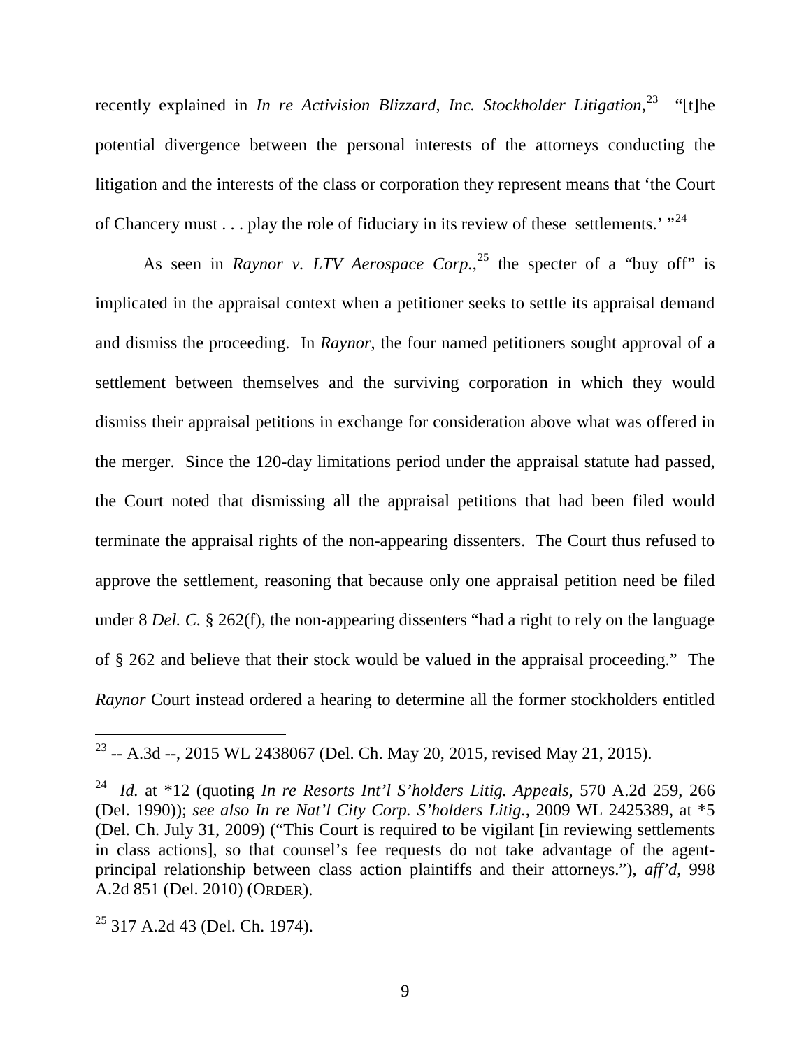recently explained in *In re Activision Blizzard, Inc. Stockholder Litigation*,[23] "[t]he potential divergence between the personal interests of the attorneys conducting the litigation and the interests of the class or corporation they represent means that 'the Court of Chancery must . . . play the role of fiduciary in its review of these settlements.' "[24]

As seen in *Raynor v. LTV Aerospace Corp.*,[25] the specter of a "buy off" is implicated in the appraisal context when a petitioner seeks to settle its appraisal demand and dismiss the proceeding. In *Raynor*, the four named petitioners sought approval of a settlement between themselves and the surviving corporation in which they would dismiss their appraisal petitions in exchange for consideration above what was offered in the merger. Since the 120-day limitations period under the appraisal statute had passed, the Court noted that dismissing all the appraisal petitions that had been filed would terminate the appraisal rights of the non-appearing dissenters. The Court thus refused to approve the settlement, reasoning that because only one appraisal petition need be filed under 8 *Del. C.* § 262(f), the non-appearing dissenters "had a right to rely on the language of § 262 and believe that their stock would be valued in the appraisal proceeding." The *Raynor* Court instead ordered a hearing to determine all the former stockholders entitled

---

[23] -- A.3d --, 2015 WL 2438067 (Del. Ch. May 20, 2015, revised May 21, 2015).

[24] *Id.* at *12 (quoting *In re Resorts Int'l S'holders Litig. Appeals*, 570 A.2d 259, 266 (Del. 1990)); *see also In re Nat'l City Corp. S'holders Litig.*, 2009 WL 2425389, at *5 (Del. Ch. July 31, 2009) ("This Court is required to be vigilant [in reviewing settlements in class actions], so that counsel's fee requests do not take advantage of the agent-principal relationship between class action plaintiffs and their attorneys."), *aff'd*, 998 A.2d 851 (Del. 2010) (ORDER).

[25] 317 A.2d 43 (Del. Ch. 1974).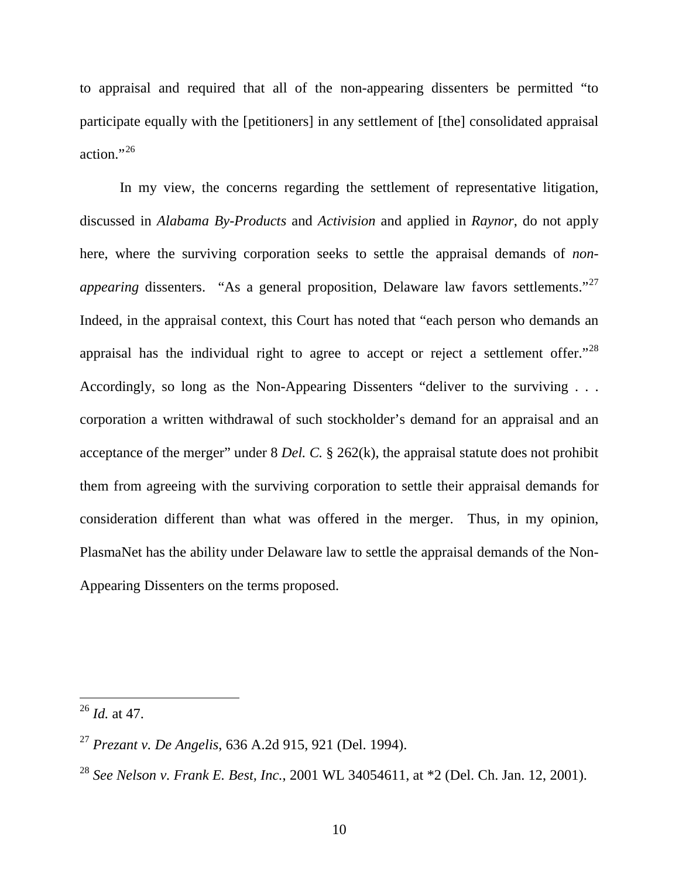to appraisal and required that all of the non-appearing dissenters be permitted "to participate equally with the [petitioners] in any settlement of [the] consolidated appraisal action."[26]

In my view, the concerns regarding the settlement of representative litigation, discussed in *Alabama By-Products* and *Activision* and applied in *Raynor*, do not apply here, where the surviving corporation seeks to settle the appraisal demands of *non-appearing* dissenters. "As a general proposition, Delaware law favors settlements."[27] Indeed, in the appraisal context, this Court has noted that "each person who demands an appraisal has the individual right to agree to accept or reject a settlement offer."[28] Accordingly, so long as the Non-Appearing Dissenters "deliver to the surviving . . . corporation a written withdrawal of such stockholder's demand for an appraisal and an acceptance of the merger" under 8 *Del. C.* § 262(k), the appraisal statute does not prohibit them from agreeing with the surviving corporation to settle their appraisal demands for consideration different than what was offered in the merger. Thus, in my opinion, PlasmaNet has the ability under Delaware law to settle the appraisal demands of the Non-Appearing Dissenters on the terms proposed.

---

[26] *Id.* at 47.

[27] *Prezant v. De Angelis*, 636 A.2d 915, 921 (Del. 1994).

[28] *See Nelson v. Frank E. Best, Inc.*, 2001 WL 34054611, at *2 (Del. Ch. Jan. 12, 2001).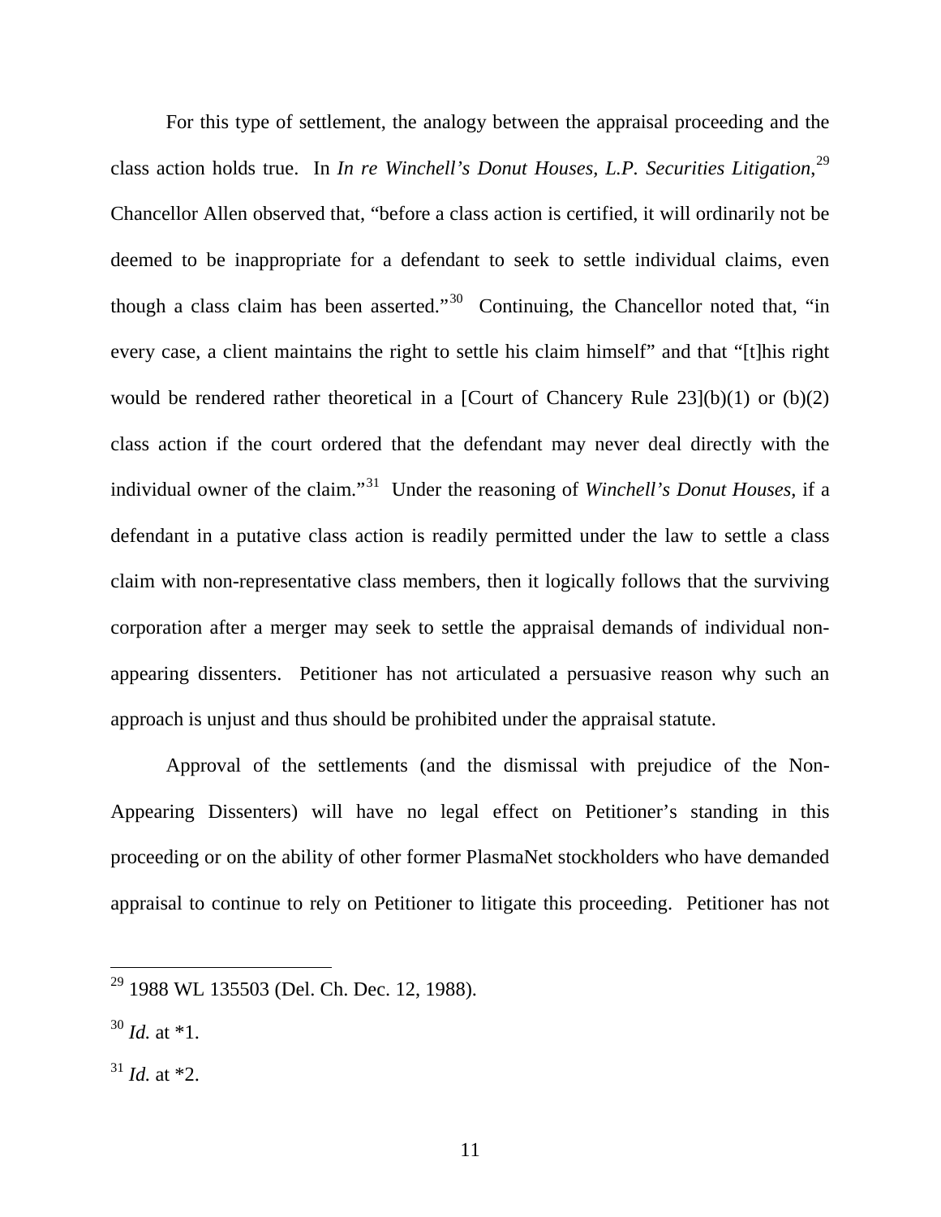For this type of settlement, the analogy between the appraisal proceeding and the class action holds true. In *In re Winchell's Donut Houses, L.P. Securities Litigation*,[29] Chancellor Allen observed that, "before a class action is certified, it will ordinarily not be deemed to be inappropriate for a defendant to seek to settle individual claims, even though a class claim has been asserted."[30] Continuing, the Chancellor noted that, "in every case, a client maintains the right to settle his claim himself" and that "[t]his right would be rendered rather theoretical in a [Court of Chancery Rule 23](b)(1) or (b)(2) class action if the court ordered that the defendant may never deal directly with the individual owner of the claim."[31] Under the reasoning of *Winchell's Donut Houses*, if a defendant in a putative class action is readily permitted under the law to settle a class claim with non-representative class members, then it logically follows that the surviving corporation after a merger may seek to settle the appraisal demands of individual non-appearing dissenters. Petitioner has not articulated a persuasive reason why such an approach is unjust and thus should be prohibited under the appraisal statute.

Approval of the settlements (and the dismissal with prejudice of the Non-Appearing Dissenters) will have no legal effect on Petitioner's standing in this proceeding or on the ability of other former PlasmaNet stockholders who have demanded appraisal to continue to rely on Petitioner to litigate this proceeding. Petitioner has not

---

[29] 1988 WL 135503 (Del. Ch. Dec. 12, 1988).

[30] *Id.* at *1.

[31] *Id.* at *2.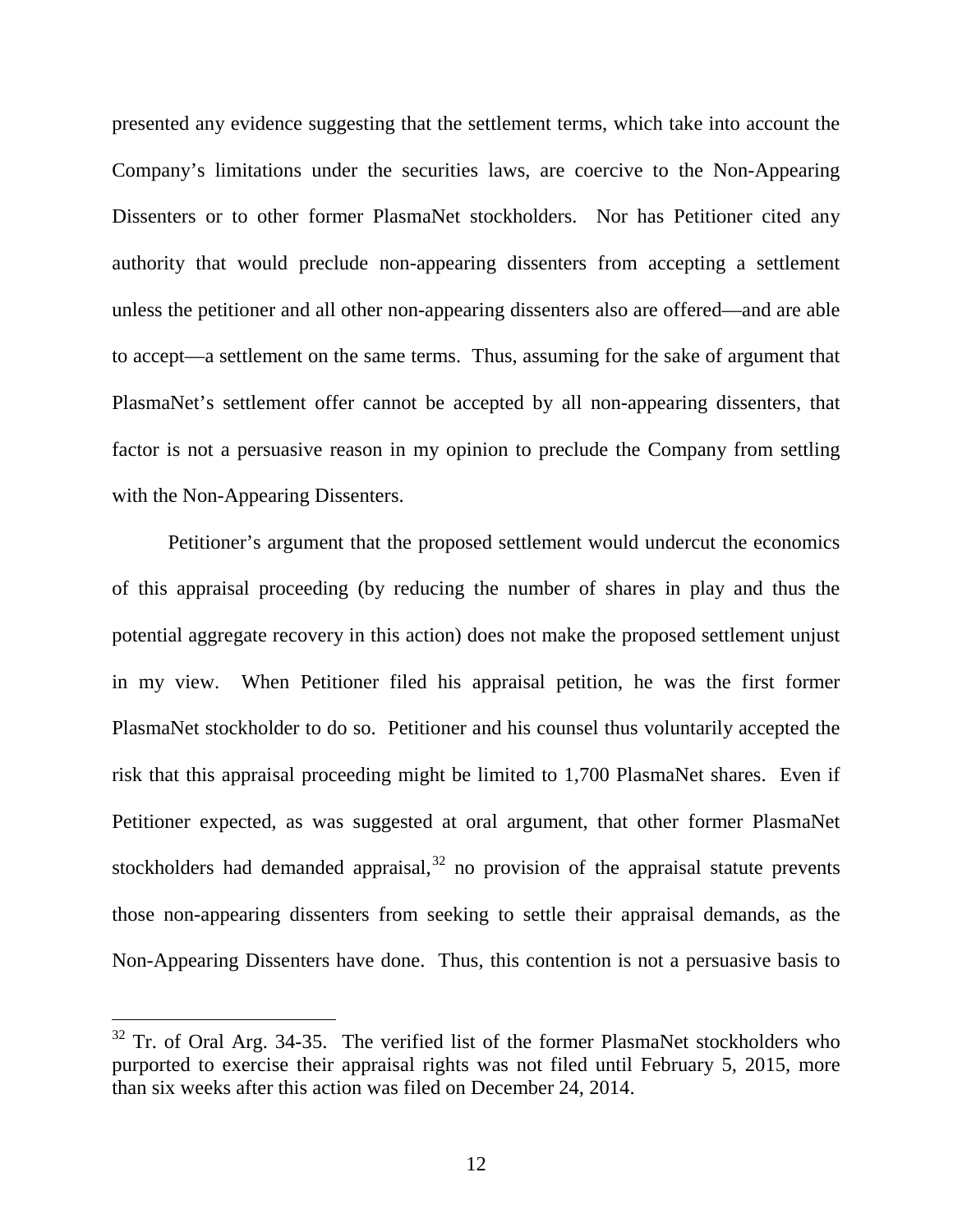presented any evidence suggesting that the settlement terms, which take into account the Company's limitations under the securities laws, are coercive to the Non-Appearing Dissenters or to other former PlasmaNet stockholders. Nor has Petitioner cited any authority that would preclude non-appearing dissenters from accepting a settlement unless the petitioner and all other non-appearing dissenters also are offered—and are able to accept—a settlement on the same terms. Thus, assuming for the sake of argument that PlasmaNet's settlement offer cannot be accepted by all non-appearing dissenters, that factor is not a persuasive reason in my opinion to preclude the Company from settling with the Non-Appearing Dissenters.

Petitioner's argument that the proposed settlement would undercut the economics of this appraisal proceeding (by reducing the number of shares in play and thus the potential aggregate recovery in this action) does not make the proposed settlement unjust in my view. When Petitioner filed his appraisal petition, he was the first former PlasmaNet stockholder to do so. Petitioner and his counsel thus voluntarily accepted the risk that this appraisal proceeding might be limited to 1,700 PlasmaNet shares. Even if Petitioner expected, as was suggested at oral argument, that other former PlasmaNet stockholders had demanded appraisal,[32] no provision of the appraisal statute prevents those non-appearing dissenters from seeking to settle their appraisal demands, as the Non-Appearing Dissenters have done. Thus, this contention is not a persuasive basis to

[32] Tr. of Oral Arg. 34-35. The verified list of the former PlasmaNet stockholders who purported to exercise their appraisal rights was not filed until February 5, 2015, more than six weeks after this action was filed on December 24, 2014.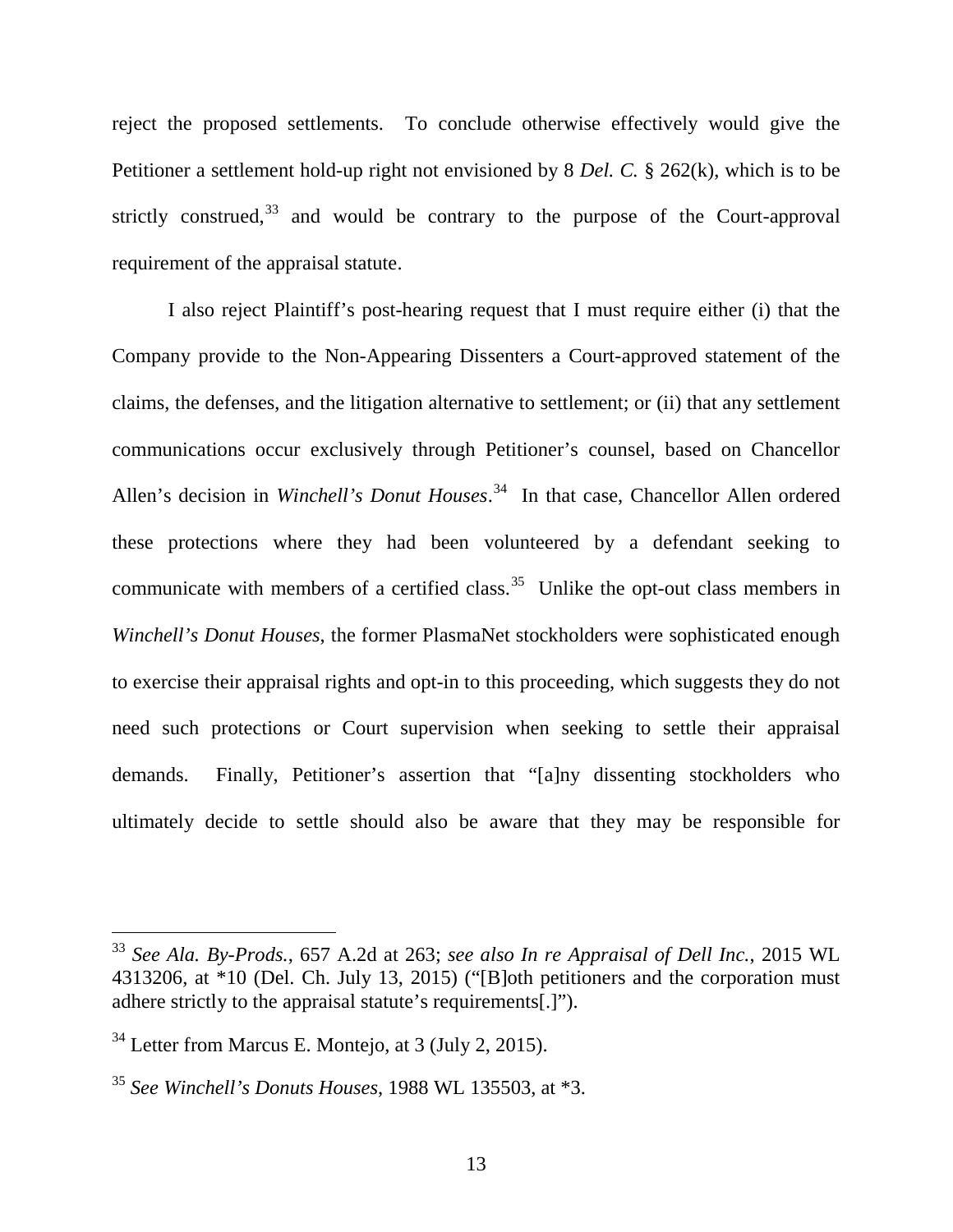reject the proposed settlements. To conclude otherwise effectively would give the Petitioner a settlement hold-up right not envisioned by 8 *Del. C.* § 262(k), which is to be strictly construed,[33] and would be contrary to the purpose of the Court-approval requirement of the appraisal statute.

I also reject Plaintiff's post-hearing request that I must require either (i) that the Company provide to the Non-Appearing Dissenters a Court-approved statement of the claims, the defenses, and the litigation alternative to settlement; or (ii) that any settlement communications occur exclusively through Petitioner's counsel, based on Chancellor Allen's decision in *Winchell's Donut Houses*.[34] In that case, Chancellor Allen ordered these protections where they had been volunteered by a defendant seeking to communicate with members of a certified class.[35] Unlike the opt-out class members in *Winchell's Donut Houses*, the former PlasmaNet stockholders were sophisticated enough to exercise their appraisal rights and opt-in to this proceeding, which suggests they do not need such protections or Court supervision when seeking to settle their appraisal demands. Finally, Petitioner's assertion that "[a]ny dissenting stockholders who ultimately decide to settle should also be aware that they may be responsible for

---

[33] *See Ala. By-Prods.*, 657 A.2d at 263; *see also In re Appraisal of Dell Inc.*, 2015 WL 4313206, at *10 (Del. Ch. July 13, 2015) ("[B]oth petitioners and the corporation must adhere strictly to the appraisal statute's requirements[.]").

[34] Letter from Marcus E. Montejo, at 3 (July 2, 2015).

[35] *See Winchell's Donuts Houses*, 1988 WL 135503, at *3.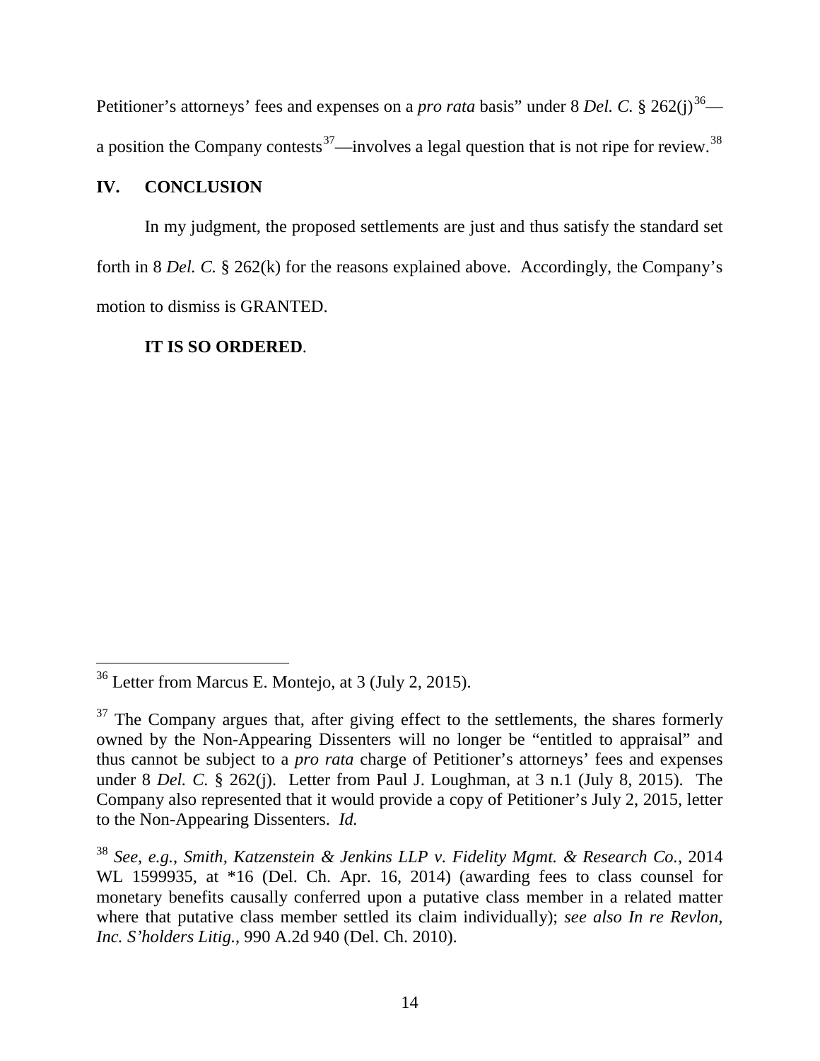Petitioner's attorneys' fees and expenses on a *pro rata* basis" under 8 *Del. C.* § 262(j)[36]—a position the Company contests[37]—involves a legal question that is not ripe for review.[38]

## IV. CONCLUSION

In my judgment, the proposed settlements are just and thus satisfy the standard set forth in 8 *Del. C.* § 262(k) for the reasons explained above. Accordingly, the Company's motion to dismiss is GRANTED.

**IT IS SO ORDERED**.

---

[36] Letter from Marcus E. Montejo, at 3 (July 2, 2015).

[37] The Company argues that, after giving effect to the settlements, the shares formerly owned by the Non-Appearing Dissenters will no longer be "entitled to appraisal" and thus cannot be subject to a *pro rata* charge of Petitioner's attorneys' fees and expenses under 8 *Del. C.* § 262(j). Letter from Paul J. Loughman, at 3 n.1 (July 8, 2015). The Company also represented that it would provide a copy of Petitioner's July 2, 2015, letter to the Non-Appearing Dissenters. *Id.*

[38] *See, e.g.*, *Smith, Katzenstein & Jenkins LLP v. Fidelity Mgmt. & Research Co.*, 2014 WL 1599935, at *16 (Del. Ch. Apr. 16, 2014) (awarding fees to class counsel for monetary benefits causally conferred upon a putative class member in a related matter where that putative class member settled its claim individually); *see also In re Revlon, Inc. S'holders Litig.*, 990 A.2d 940 (Del. Ch. 2010).